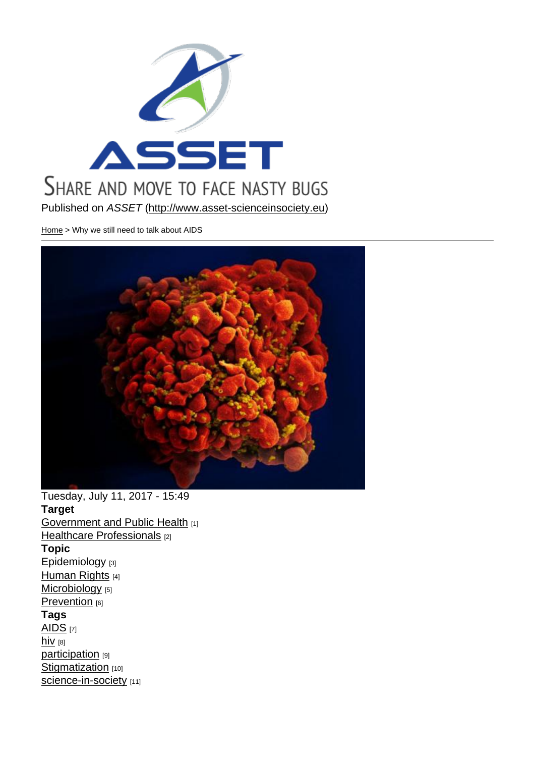Published on *ASSET* (http://www.asset-scienceinsociety.eu)

Home > Why we still need to talk about AIDS

Tuesday, July 11, 2017 - 15:49

**Target**

Government and Public Health [1]
Healthcare Professionals [2]

**Topic**

Epidemiology [3]
Human Rights [4]
Microbiology [5]
Prevention [6]

**Tags**

AIDS [7]
hiv [8]
participation [9]
Stigmatization [10]
science-in-society [11]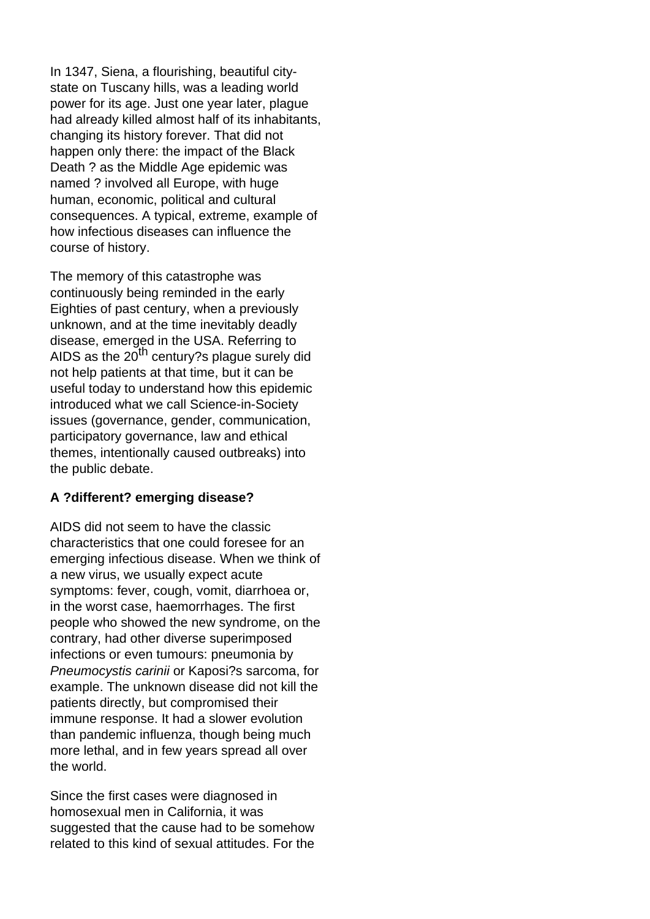In 1347, Siena, a flourishing, beautiful city-state on Tuscany hills, was a leading world power for its age. Just one year later, plague had already killed almost half of its inhabitants, changing its history forever. That did not happen only there: the impact of the Black Death ? as the Middle Age epidemic was named ? involved all Europe, with huge human, economic, political and cultural consequences. A typical, extreme, example of how infectious diseases can influence the course of history.

The memory of this catastrophe was continuously being reminded in the early Eighties of past century, when a previously unknown, and at the time inevitably deadly disease, emerged in the USA. Referring to AIDS as the 20$^{th}$ century?s plague surely did not help patients at that time, but it can be useful today to understand how this epidemic introduced what we call Science-in-Society issues (governance, gender, communication, participatory governance, law and ethical themes, intentionally caused outbreaks) into the public debate.

**A ?different? emerging disease?**

AIDS did not seem to have the classic characteristics that one could foresee for an emerging infectious disease. When we think of a new virus, we usually expect acute symptoms: fever, cough, vomit, diarrhoea or, in the worst case, haemorrhages. The first people who showed the new syndrome, on the contrary, had other diverse superimposed infections or even tumours: pneumonia by *Pneumocystis carinii* or Kaposi?s sarcoma, for example. The unknown disease did not kill the patients directly, but compromised their immune response. It had a slower evolution than pandemic influenza, though being much more lethal, and in few years spread all over the world.

Since the first cases were diagnosed in homosexual men in California, it was suggested that the cause had to be somehow related to this kind of sexual attitudes. For the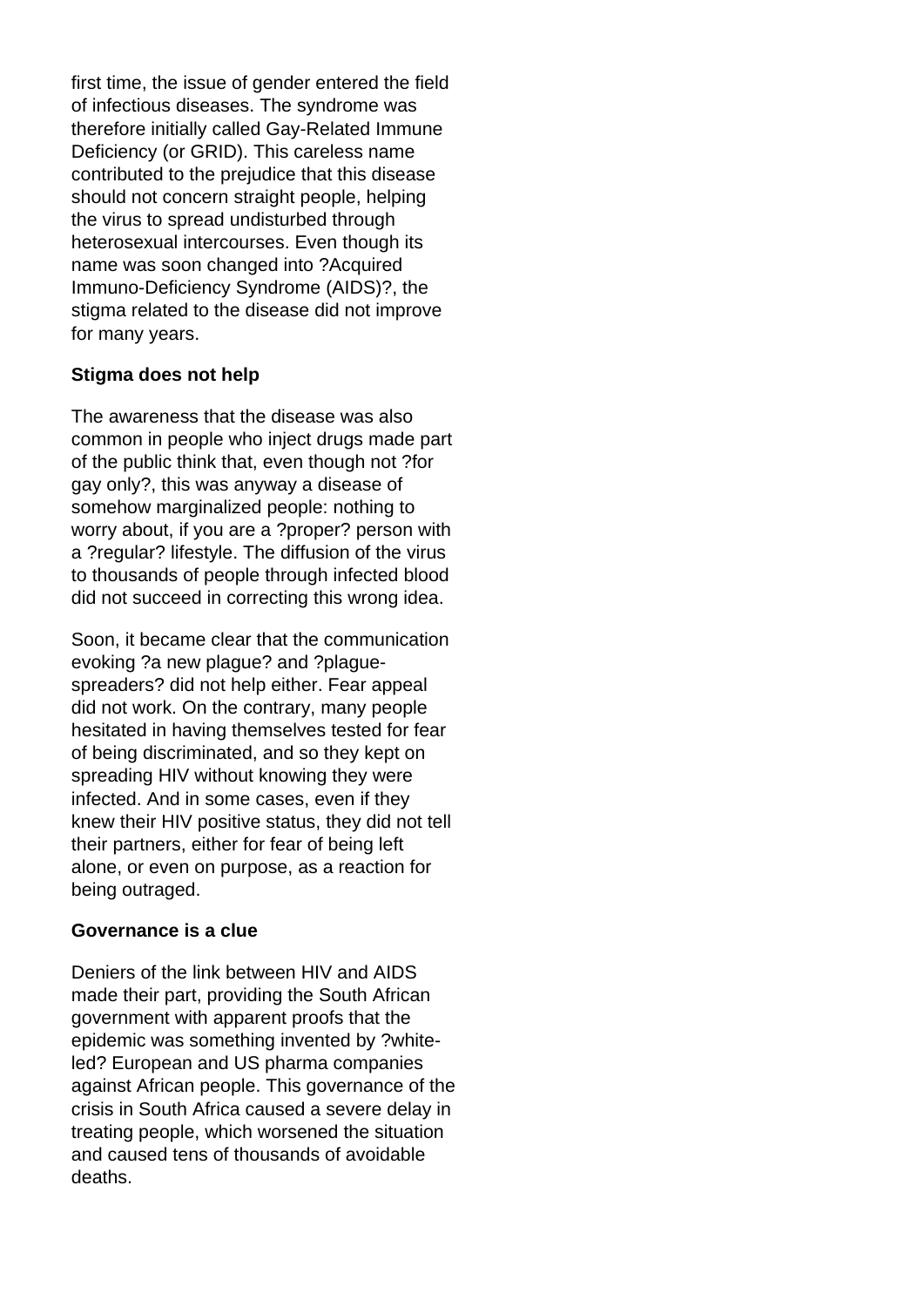first time, the issue of gender entered the field of infectious diseases. The syndrome was therefore initially called Gay-Related Immune Deficiency (or GRID). This careless name contributed to the prejudice that this disease should not concern straight people, helping the virus to spread undisturbed through heterosexual intercourses. Even though its name was soon changed into ?Acquired Immuno-Deficiency Syndrome (AIDS)?, the stigma related to the disease did not improve for many years.

**Stigma does not help**

The awareness that the disease was also common in people who inject drugs made part of the public think that, even though not ?for gay only?, this was anyway a disease of somehow marginalized people: nothing to worry about, if you are a ?proper? person with a ?regular? lifestyle. The diffusion of the virus to thousands of people through infected blood did not succeed in correcting this wrong idea.

Soon, it became clear that the communication evoking ?a new plague? and ?plague-spreaders? did not help either. Fear appeal did not work. On the contrary, many people hesitated in having themselves tested for fear of being discriminated, and so they kept on spreading HIV without knowing they were infected. And in some cases, even if they knew their HIV positive status, they did not tell their partners, either for fear of being left alone, or even on purpose, as a reaction for being outraged.

**Governance is a clue**

Deniers of the link between HIV and AIDS made their part, providing the South African government with apparent proofs that the epidemic was something invented by ?white-led? European and US pharma companies against African people. This governance of the crisis in South Africa caused a severe delay in treating people, which worsened the situation and caused tens of thousands of avoidable deaths.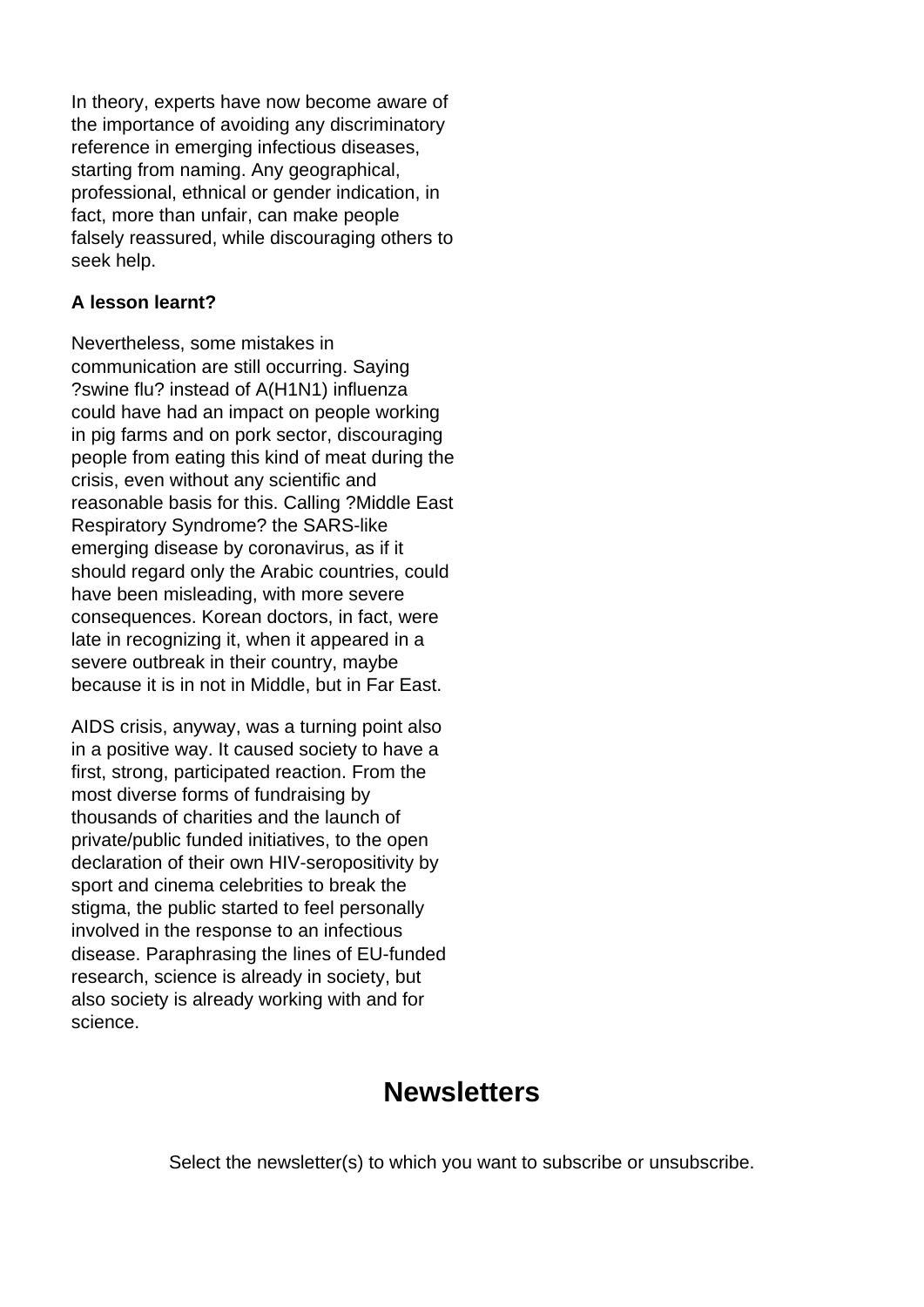In theory, experts have now become aware of the importance of avoiding any discriminatory reference in emerging infectious diseases, starting from naming. Any geographical, professional, ethnical or gender indication, in fact, more than unfair, can make people falsely reassured, while discouraging others to seek help.

**A lesson learnt?**

Nevertheless, some mistakes in communication are still occurring. Saying ?swine flu? instead of A(H1N1) influenza could have had an impact on people working in pig farms and on pork sector, discouraging people from eating this kind of meat during the crisis, even without any scientific and reasonable basis for this. Calling ?Middle East Respiratory Syndrome? the SARS-like emerging disease by coronavirus, as if it should regard only the Arabic countries, could have been misleading, with more severe consequences. Korean doctors, in fact, were late in recognizing it, when it appeared in a severe outbreak in their country, maybe because it is in not in Middle, but in Far East.

AIDS crisis, anyway, was a turning point also in a positive way. It caused society to have a first, strong, participated reaction. From the most diverse forms of fundraising by thousands of charities and the launch of private/public funded initiatives, to the open declaration of their own HIV-seropositivity by sport and cinema celebrities to break the stigma, the public started to feel personally involved in the response to an infectious disease. Paraphrasing the lines of EU-funded research, science is already in society, but also society is already working with and for science.

## Newsletters

Select the newsletter(s) to which you want to subscribe or unsubscribe.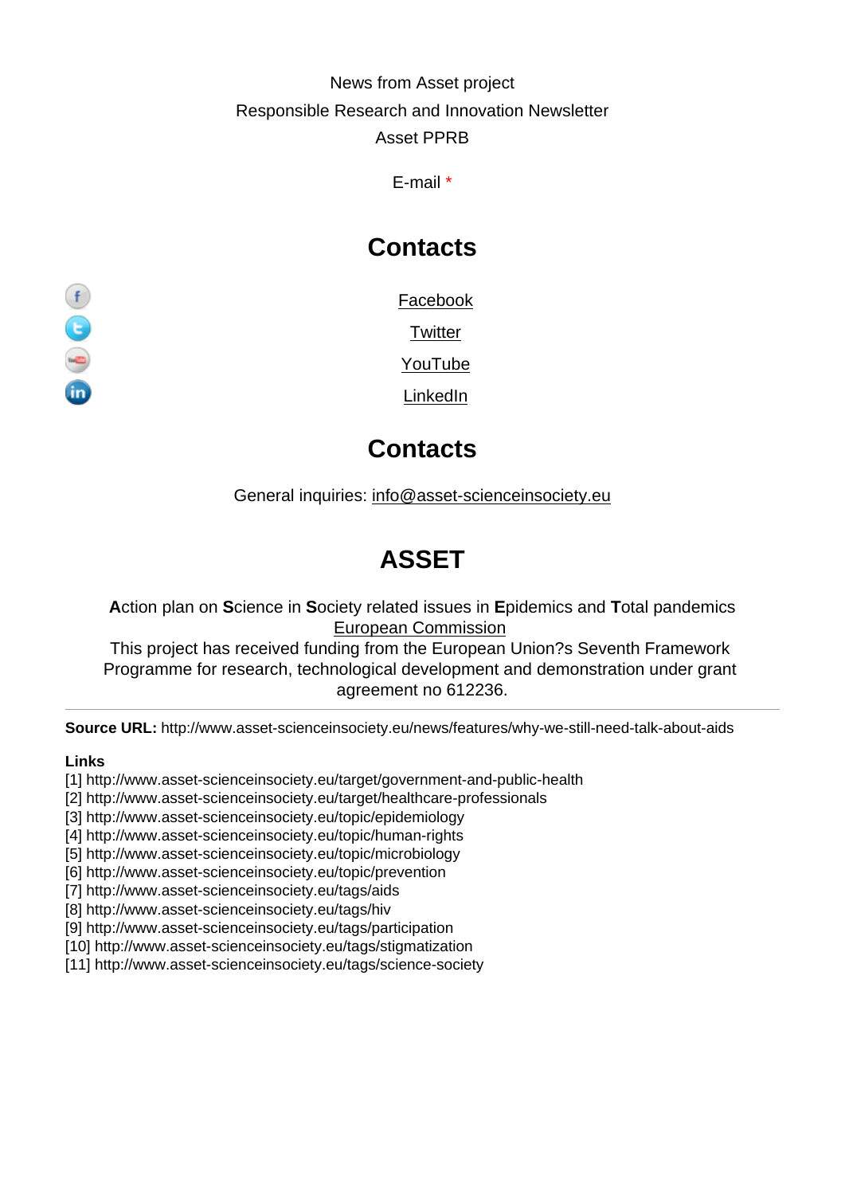News from Asset project

Responsible Research and Innovation Newsletter

Asset PPRB

E-mail *

## Contacts

Facebook

Twitter

YouTube

LinkedIn

## Contacts

General inquiries: info@asset-scienceinsociety.eu

## ASSET

**A**ction plan on **S**cience in **S**ociety related issues in **E**pidemics and **T**otal pandemics

European Commission

This project has received funding from the European Union?s Seventh Framework Programme for research, technological development and demonstration under grant agreement no 612236.

---

**Source URL:** http://www.asset-scienceinsociety.eu/news/features/why-we-still-need-talk-about-aids

**Links**

[1] http://www.asset-scienceinsociety.eu/target/government-and-public-health
[2] http://www.asset-scienceinsociety.eu/target/healthcare-professionals
[3] http://www.asset-scienceinsociety.eu/topic/epidemiology
[4] http://www.asset-scienceinsociety.eu/topic/human-rights
[5] http://www.asset-scienceinsociety.eu/topic/microbiology
[6] http://www.asset-scienceinsociety.eu/topic/prevention
[7] http://www.asset-scienceinsociety.eu/tags/aids
[8] http://www.asset-scienceinsociety.eu/tags/hiv
[9] http://www.asset-scienceinsociety.eu/tags/participation
[10] http://www.asset-scienceinsociety.eu/tags/stigmatization
[11] http://www.asset-scienceinsociety.eu/tags/science-society